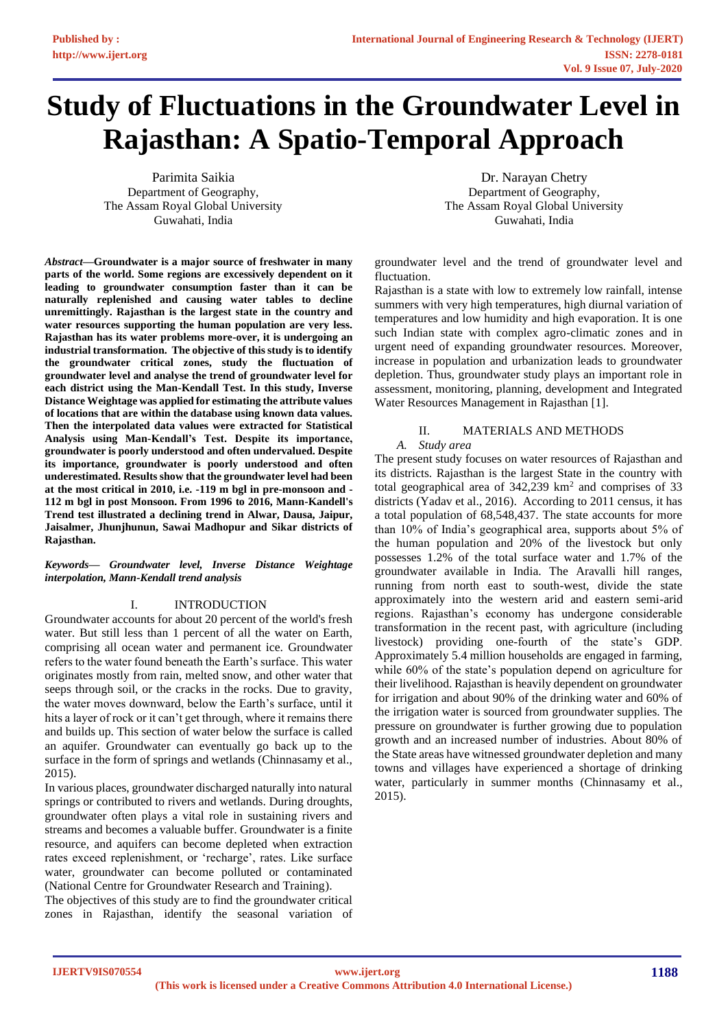# Study of Fluctuations in the Groundwater Level in Rajasthan: A Spatio-Temporal Approach

Parimita Saikia
Department of Geography,
The Assam Royal Global University
Guwahati, India

Dr. Narayan Chetry
Department of Geography,
The Assam Royal Global University
Guwahati, India

***Abstract*—Groundwater is a major source of freshwater in many parts of the world. Some regions are excessively dependent on it leading to groundwater consumption faster than it can be naturally replenished and causing water tables to decline unremittingly. Rajasthan is the largest state in the country and water resources supporting the human population are very less. Rajasthan has its water problems more-over, it is undergoing an industrial transformation. The objective of this study is to identify the groundwater critical zones, study the fluctuation of groundwater level and analyse the trend of groundwater level for each district using the Man-Kendall Test. In this study, Inverse Distance Weightage was applied for estimating the attribute values of locations that are within the database using known data values. Then the interpolated data values were extracted for Statistical Analysis using Man-Kendall's Test. Despite its importance, groundwater is poorly understood and often undervalued. Despite its importance, groundwater is poorly understood and often underestimated. Results show that the groundwater level had been at the most critical in 2010, i.e. -119 m bgl in pre-monsoon and -112 m bgl in post Monsoon. From 1996 to 2016, Mann-Kandell's Trend test illustrated a declining trend in Alwar, Dausa, Jaipur, Jaisalmer, Jhunjhunun, Sawai Madhopur and Sikar districts of Rajasthan.**

***Keywords— Groundwater level, Inverse Distance Weightage interpolation, Mann-Kendall trend analysis***

## I. INTRODUCTION

Groundwater accounts for about 20 percent of the world's fresh water. But still less than 1 percent of all the water on Earth, comprising all ocean water and permanent ice. Groundwater refers to the water found beneath the Earth's surface. This water originates mostly from rain, melted snow, and other water that seeps through soil, or the cracks in the rocks. Due to gravity, the water moves downward, below the Earth's surface, until it hits a layer of rock or it can't get through, where it remains there and builds up. This section of water below the surface is called an aquifer. Groundwater can eventually go back up to the surface in the form of springs and wetlands (Chinnasamy et al., 2015).

In various places, groundwater discharged naturally into natural springs or contributed to rivers and wetlands. During droughts, groundwater often plays a vital role in sustaining rivers and streams and becomes a valuable buffer. Groundwater is a finite resource, and aquifers can become depleted when extraction rates exceed replenishment, or 'recharge', rates. Like surface water, groundwater can become polluted or contaminated (National Centre for Groundwater Research and Training).

The objectives of this study are to find the groundwater critical zones in Rajasthan, identify the seasonal variation of groundwater level and the trend of groundwater level and fluctuation.

Rajasthan is a state with low to extremely low rainfall, intense summers with very high temperatures, high diurnal variation of temperatures and low humidity and high evaporation. It is one such Indian state with complex agro-climatic zones and in urgent need of expanding groundwater resources. Moreover, increase in population and urbanization leads to groundwater depletion. Thus, groundwater study plays an important role in assessment, monitoring, planning, development and Integrated Water Resources Management in Rajasthan [1].

## II. MATERIALS AND METHODS

### *A. Study area*

The present study focuses on water resources of Rajasthan and its districts. Rajasthan is the largest State in the country with total geographical area of 342,239 km$^2$ and comprises of 33 districts (Yadav et al., 2016). According to 2011 census, it has a total population of 68,548,437. The state accounts for more than 10% of India's geographical area, supports about 5% of the human population and 20% of the livestock but only possesses 1.2% of the total surface water and 1.7% of the groundwater available in India. The Aravalli hill ranges, running from north east to south-west, divide the state approximately into the western arid and eastern semi-arid regions. Rajasthan's economy has undergone considerable transformation in the recent past, with agriculture (including livestock) providing one-fourth of the state's GDP. Approximately 5.4 million households are engaged in farming, while 60% of the state's population depend on agriculture for their livelihood. Rajasthan is heavily dependent on groundwater for irrigation and about 90% of the drinking water and 60% of the irrigation water is sourced from groundwater supplies. The pressure on groundwater is further growing due to population growth and an increased number of industries. About 80% of the State areas have witnessed groundwater depletion and many towns and villages have experienced a shortage of drinking water, particularly in summer months (Chinnasamy et al., 2015).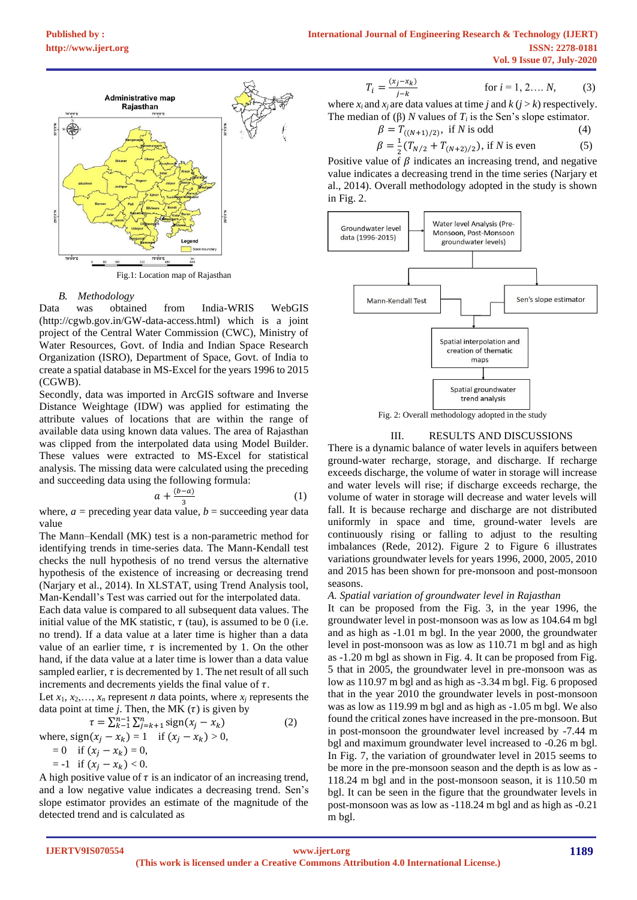Fig.1: Location map of Rajasthan

### B. *Methodology*

Data was obtained from India-WRIS WebGIS (http://cgwb.gov.in/GW-data-access.html) which is a joint project of the Central Water Commission (CWC), Ministry of Water Resources, Govt. of India and Indian Space Research Organization (ISRO), Department of Space, Govt. of India to create a spatial database in MS-Excel for the years 1996 to 2015 (CGWB).

Secondly, data was imported in ArcGIS software and Inverse Distance Weightage (IDW) was applied for estimating the attribute values of locations that are within the range of available data using known data values. The area of Rajasthan was clipped from the interpolated data using Model Builder. These values were extracted to MS-Excel for statistical analysis. The missing data were calculated using the preceding and succeeding data using the following formula:

$$a + \frac{(b-a)}{3} \quad (1)$$

where, $a$ = preceding year data value, $b$ = succeeding year data value

The Mann–Kendall (MK) test is a non-parametric method for identifying trends in time-series data. The Mann-Kendall test checks the null hypothesis of no trend versus the alternative hypothesis of the existence of increasing or decreasing trend (Narjary et al., 2014). In XLSTAT, using Trend Analysis tool, Man-Kendall's Test was carried out for the interpolated data.

Each data value is compared to all subsequent data values. The initial value of the MK statistic, $\tau$ (tau), is assumed to be 0 (i.e. no trend). If a data value at a later time is higher than a data value of an earlier time, $\tau$ is incremented by 1. On the other hand, if the data value at a later time is lower than a data value sampled earlier, $\tau$ is decremented by 1. The net result of all such increments and decrements yields the final value of $\tau$.

Let $x_1, x_2, \ldots, x_n$ represent $n$ data points, where $x_j$ represents the data point at time $j$. Then, the MK ($\tau$) is given by

$$\tau = \sum_{k-1}^{n-1} \sum_{j=k+1}^{n} \text{sign}(x_j - x_k) \quad (2)$$

where, $\text{sign}(x_j - x_k) = 1$ if $(x_j - x_k) > 0$,

$= 0$ if $(x_j - x_k) = 0$,

$= -1$ if $(x_j - x_k) < 0$.

A high positive value of $\tau$ is an indicator of an increasing trend, and a low negative value indicates a decreasing trend. Sen's slope estimator provides an estimate of the magnitude of the detected trend and is calculated as

$$T_i = \frac{(x_j - x_k)}{j-k} \quad \text{for } i = 1, 2 \ldots. N, \quad (3)$$

where $x_i$ and $x_j$ are data values at time $j$ and $k$ ($j > k$) respectively. The median of (β) $N$ values of $T_i$ is the Sen's slope estimator.

$$\beta = T_{((N+1)/2)}, \text{ if } N \text{ is odd} \quad (4)$$

$$\beta = \frac{1}{2}(T_{N/2} + T_{(N+2)/2}), \text{ if } N \text{ is even} \quad (5)$$

Positive value of $\beta$ indicates an increasing trend, and negative value indicates a decreasing trend in the time series (Narjary et al., 2014). Overall methodology adopted in the study is shown in Fig. 2.

Groundwater level data (1996-2015) → Water level Analysis (Pre-Monsoon, Post-Monsoon groundwater levels) → Mann-Kendall Test / Sen's slope estimator → Spatial interpolation and creation of thematic maps → Spatial groundwater trend analysis

Fig. 2: Overall methodology adopted in the study

## III. RESULTS AND DISCUSSIONS

There is a dynamic balance of water levels in aquifers between ground-water recharge, storage, and discharge. If recharge exceeds discharge, the volume of water in storage will increase and water levels will rise; if discharge exceeds recharge, the volume of water in storage will decrease and water levels will fall. It is because recharge and discharge are not distributed uniformly in space and time, ground-water levels are continuously rising or falling to adjust to the resulting imbalances (Rede, 2012). Figure 2 to Figure 6 illustrates variations groundwater levels for years 1996, 2000, 2005, 2010 and 2015 has been shown for pre-monsoon and post-monsoon seasons.

### A. *Spatial variation of groundwater level in Rajasthan*

It can be proposed from the Fig. 3, in the year 1996, the groundwater level in post-monsoon was as low as 104.64 m bgl and as high as -1.01 m bgl. In the year 2000, the groundwater level in post-monsoon was as low as 110.71 m bgl and as high as -1.20 m bgl as shown in Fig. 4. It can be proposed from Fig. 5 that in 2005, the groundwater level in pre-monsoon was as low as 110.97 m bgl and as high as -3.34 m bgl. Fig. 6 proposed that in the year 2010 the groundwater levels in post-monsoon was as low as 119.99 m bgl and as high as -1.05 m bgl. We also found the critical zones have increased in the pre-monsoon. But in post-monsoon the groundwater level increased by -7.44 m bgl and maximum groundwater level increased to -0.26 m bgl. In Fig. 7, the variation of groundwater level in 2015 seems to be more in the pre-monsoon season and the depth is as low as -118.24 m bgl and in the post-monsoon season, it is 110.50 m bgl. It can be seen in the figure that the groundwater levels in post-monsoon was as low as -118.24 m bgl and as high as -0.21 m bgl.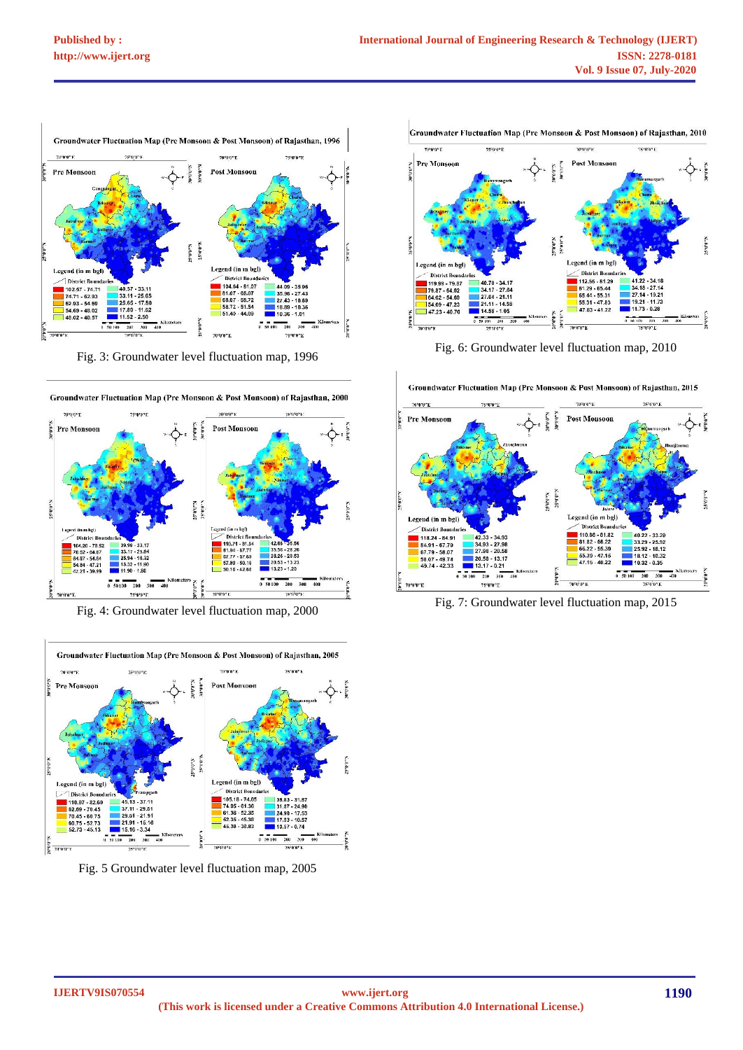Fig. 3: Groundwater level fluctuation map, 1996

Fig. 4: Groundwater level fluctuation map, 2000

Fig. 5 Groundwater level fluctuation map, 2005

Fig. 6: Groundwater level fluctuation map, 2010

Fig. 7: Groundwater level fluctuation map, 2015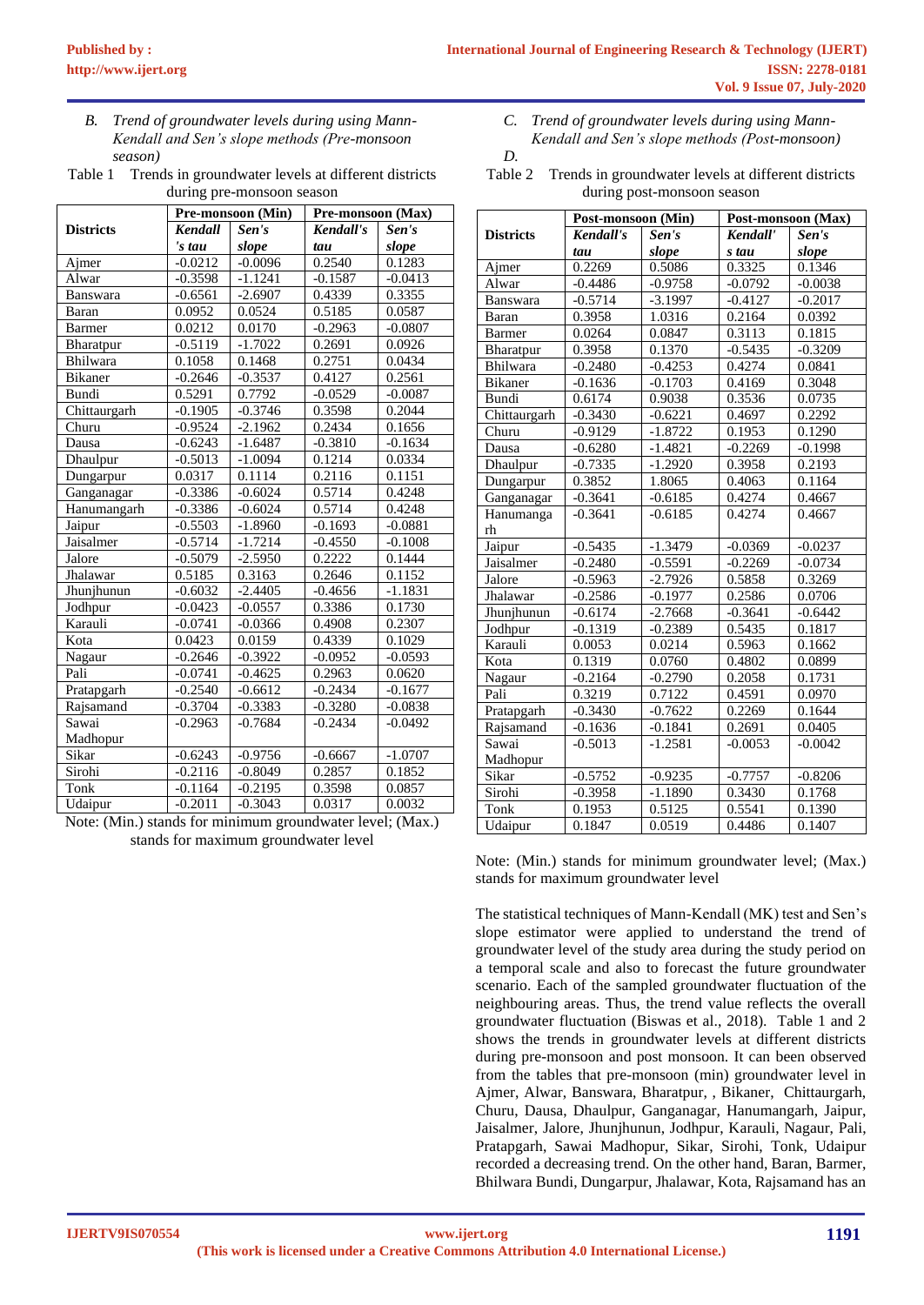*B. Trend of groundwater levels during using Mann-Kendall and Sen's slope methods (Pre-monsoon season)*

Table 1 Trends in groundwater levels at different districts during pre-monsoon season

| Districts | Pre-monsoon (Min) | | Pre-monsoon (Max) | |
|---|---|---|---|---|
| | *Kendall's tau* | *Sen's slope* | *Kendall's tau* | *Sen's slope* |
| Ajmer | -0.0212 | -0.0096 | 0.2540 | 0.1283 |
| Alwar | -0.3598 | -1.1241 | -0.1587 | -0.0413 |
| Banswara | -0.6561 | -2.6907 | 0.4339 | 0.3355 |
| Baran | 0.0952 | 0.0524 | 0.5185 | 0.0587 |
| Barmer | 0.0212 | 0.0170 | -0.2963 | -0.0807 |
| Bharatpur | -0.5119 | -1.7022 | 0.2691 | 0.0926 |
| Bhilwara | 0.1058 | 0.1468 | 0.2751 | 0.0434 |
| Bikaner | -0.2646 | -0.3537 | 0.4127 | 0.2561 |
| Bundi | 0.5291 | 0.7792 | -0.0529 | -0.0087 |
| Chittaurgarh | -0.1905 | -0.3746 | 0.3598 | 0.2044 |
| Churu | -0.9524 | -2.1962 | 0.2434 | 0.1656 |
| Dausa | -0.6243 | -1.6487 | -0.3810 | -0.1634 |
| Dhaulpur | -0.5013 | -1.0094 | 0.1214 | 0.0334 |
| Dungarpur | 0.0317 | 0.1114 | 0.2116 | 0.1151 |
| Ganganagar | -0.3386 | -0.6024 | 0.5714 | 0.4248 |
| Hanumangarh | -0.3386 | -0.6024 | 0.5714 | 0.4248 |
| Jaipur | -0.5503 | -1.8960 | -0.1693 | -0.0881 |
| Jaisalmer | -0.5714 | -1.7214 | -0.4550 | -0.1008 |
| Jalore | -0.5079 | -2.5950 | 0.2222 | 0.1444 |
| Jhalawar | 0.5185 | 0.3163 | 0.2646 | 0.1152 |
| Jhunjhunun | -0.6032 | -2.4405 | -0.4656 | -1.1831 |
| Jodhpur | -0.0423 | -0.0557 | 0.3386 | 0.1730 |
| Karauli | -0.0741 | -0.0366 | 0.4908 | 0.2307 |
| Kota | 0.0423 | 0.0159 | 0.4339 | 0.1029 |
| Nagaur | -0.2646 | -0.3922 | -0.0952 | -0.0593 |
| Pali | -0.0741 | -0.4625 | 0.2963 | 0.0620 |
| Pratapgarh | -0.2540 | -0.6612 | -0.2434 | -0.1677 |
| Rajsamand | -0.3704 | -0.3383 | -0.3280 | -0.0838 |
| Sawai Madhopur | -0.2963 | -0.7684 | -0.2434 | -0.0492 |
| Sikar | -0.6243 | -0.9756 | -0.6667 | -1.0707 |
| Sirohi | -0.2116 | -0.8049 | 0.2857 | 0.1852 |
| Tonk | -0.1164 | -0.2195 | 0.3598 | 0.0857 |
| Udaipur | -0.2011 | -0.3043 | 0.0317 | 0.0032 |

Note: (Min.) stands for minimum groundwater level; (Max.) stands for maximum groundwater level

*C. Trend of groundwater levels during using Mann-Kendall and Sen's slope methods (Post-monsoon)*

*D.*

Table 2 Trends in groundwater levels at different districts during post-monsoon season

| Districts | Post-monsoon (Min) | | Post-monsoon (Max) | |
|---|---|---|---|---|
| | *Kendall's tau* | *Sen's slope* | *Kendall's tau* | *Sen's slope* |
| Ajmer | 0.2269 | 0.5086 | 0.3325 | 0.1346 |
| Alwar | -0.4486 | -0.9758 | -0.0792 | -0.0038 |
| Banswara | -0.5714 | -3.1997 | -0.4127 | -0.2017 |
| Baran | 0.3958 | 1.0316 | 0.2164 | 0.0392 |
| Barmer | 0.0264 | 0.0847 | 0.3113 | 0.1815 |
| Bharatpur | 0.3958 | 0.1370 | -0.5435 | -0.3209 |
| Bhilwara | -0.2480 | -0.4253 | 0.4274 | 0.0841 |
| Bikaner | -0.1636 | -0.1703 | 0.4169 | 0.3048 |
| Bundi | 0.6174 | 0.9038 | 0.3536 | 0.0735 |
| Chittaurgarh | -0.3430 | -0.6221 | 0.4697 | 0.2292 |
| Churu | -0.9129 | -1.8722 | 0.1953 | 0.1290 |
| Dausa | -0.6280 | -1.4821 | -0.2269 | -0.1998 |
| Dhaulpur | -0.7335 | -1.2920 | 0.3958 | 0.2193 |
| Dungarpur | 0.3852 | 1.8065 | 0.4063 | 0.1164 |
| Ganganagar | -0.3641 | -0.6185 | 0.4274 | 0.4667 |
| Hanumangarh | -0.3641 | -0.6185 | 0.4274 | 0.4667 |
| Jaipur | -0.5435 | -1.3479 | -0.0369 | -0.0237 |
| Jaisalmer | -0.2480 | -0.5591 | -0.2269 | -0.0734 |
| Jalore | -0.5963 | -2.7926 | 0.5858 | 0.3269 |
| Jhalawar | -0.2586 | -0.1977 | 0.2586 | 0.0706 |
| Jhunjhunun | -0.6174 | -2.7668 | -0.3641 | -0.6442 |
| Jodhpur | -0.1319 | -0.2389 | 0.5435 | 0.1817 |
| Karauli | 0.0053 | 0.0214 | 0.5963 | 0.1662 |
| Kota | 0.1319 | 0.0760 | 0.4802 | 0.0899 |
| Nagaur | -0.2164 | -0.2790 | 0.2058 | 0.1731 |
| Pali | 0.3219 | 0.7122 | 0.4591 | 0.0970 |
| Pratapgarh | -0.3430 | -0.7622 | 0.2269 | 0.1644 |
| Rajsamand | -0.1636 | -0.1841 | 0.2691 | 0.0405 |
| Sawai Madhopur | -0.5013 | -1.2581 | -0.0053 | -0.0042 |
| Sikar | -0.5752 | -0.9235 | -0.7757 | -0.8206 |
| Sirohi | -0.3958 | -1.1890 | 0.3430 | 0.1768 |
| Tonk | 0.1953 | 0.5125 | 0.5541 | 0.1390 |
| Udaipur | 0.1847 | 0.0519 | 0.4486 | 0.1407 |

Note: (Min.) stands for minimum groundwater level; (Max.) stands for maximum groundwater level

The statistical techniques of Mann-Kendall (MK) test and Sen's slope estimator were applied to understand the trend of groundwater level of the study area during the study period on a temporal scale and also to forecast the future groundwater scenario. Each of the sampled groundwater fluctuation of the neighbouring areas. Thus, the trend value reflects the overall groundwater fluctuation (Biswas et al., 2018). Table 1 and 2 shows the trends in groundwater levels at different districts during pre-monsoon and post monsoon. It can been observed from the tables that pre-monsoon (min) groundwater level in Ajmer, Alwar, Banswara, Bharatpur, , Bikaner, Chittaurgarh, Churu, Dausa, Dhaulpur, Ganganagar, Hanumangarh, Jaipur, Jaisalmer, Jalore, Jhunjhunun, Jodhpur, Karauli, Nagaur, Pali, Pratapgarh, Sawai Madhopur, Sikar, Sirohi, Tonk, Udaipur recorded a decreasing trend. On the other hand, Baran, Barmer, Bhilwara Bundi, Dungarpur, Jhalawar, Kota, Rajsamand has an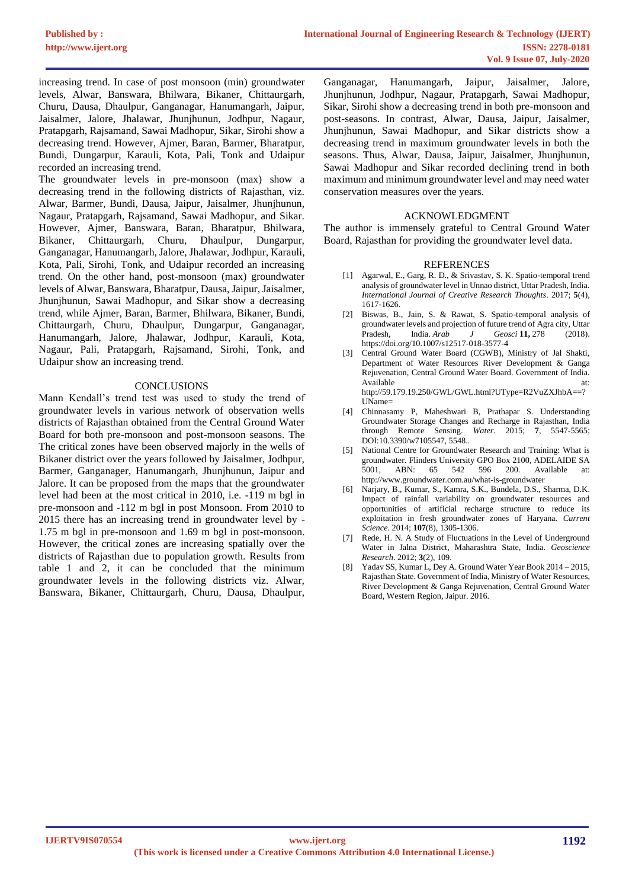increasing trend. In case of post monsoon (min) groundwater levels, Alwar, Banswara, Bhilwara, Bikaner, Chittaurgarh, Churu, Dausa, Dhaulpur, Ganganagar, Hanumangarh, Jaipur, Jaisalmer, Jalore, Jhalawar, Jhunjhunun, Jodhpur, Nagaur, Pratapgarh, Rajsamand, Sawai Madhopur, Sikar, Sirohi show a decreasing trend. However, Ajmer, Baran, Barmer, Bharatpur, Bundi, Dungarpur, Karauli, Kota, Pali, Tonk and Udaipur recorded an increasing trend.

The groundwater levels in pre-monsoon (max) show a decreasing trend in the following districts of Rajasthan, viz. Alwar, Barmer, Bundi, Dausa, Jaipur, Jaisalmer, Jhunjhunun, Nagaur, Pratapgarh, Rajsamand, Sawai Madhopur, and Sikar. However, Ajmer, Banswara, Baran, Bharatpur, Bhilwara, Bikaner, Chittaurgarh, Churu, Dhaulpur, Dungarpur, Ganganagar, Hanumangarh, Jalore, Jhalawar, Jodhpur, Karauli, Kota, Pali, Sirohi, Tonk, and Udaipur recorded an increasing trend. On the other hand, post-monsoon (max) groundwater levels of Alwar, Banswara, Bharatpur, Dausa, Jaipur, Jaisalmer, Jhunjhunun, Sawai Madhopur, and Sikar show a decreasing trend, while Ajmer, Baran, Barmer, Bhilwara, Bikaner, Bundi, Chittaurgarh, Churu, Dhaulpur, Dungarpur, Ganganagar, Hanumangarh, Jalore, Jhalawar, Jodhpur, Karauli, Kota, Nagaur, Pali, Pratapgarh, Rajsamand, Sirohi, Tonk, and Udaipur show an increasing trend.

## CONCLUSIONS

Mann Kendall's trend test was used to study the trend of groundwater levels in various network of observation wells districts of Rajasthan obtained from the Central Ground Water Board for both pre-monsoon and post-monsoon seasons. The critical zones have been observed majorly in the wells of Bikaner district over the years followed by Jaisalmer, Jodhpur, Barmer, Ganganager, Hanumangarh, Jhunjhunun, Jaipur and Jalore. It can be proposed from the maps that the groundwater level had been at the most critical in 2010, i.e. -119 m bgl in pre-monsoon and -112 m bgl in post Monsoon. From 2010 to 2015 there has an increasing trend in groundwater level by -1.75 m bgl in pre-monsoon and 1.69 m bgl in post-monsoon. However, the critical zones are increasing spatially over the districts of Rajasthan due to population growth. Results from table 1 and 2, it can be concluded that the minimum groundwater levels in the following districts viz. Alwar, Banswara, Bikaner, Chittaurgarh, Churu, Dausa, Dhaulpur, Ganganagar, Hanumangarh, Jaipur, Jaisalmer, Jalore, Jhunjhunun, Jodhpur, Nagaur, Pratapgarh, Sawai Madhopur, Sikar, Sirohi show a decreasing trend in both pre-monsoon and post-seasons. In contrast, Alwar, Dausa, Jaipur, Jaisalmer, Jhunjhunun, Sawai Madhopur, and Sikar districts show a decreasing trend in maximum groundwater levels in both the seasons. Thus, Alwar, Dausa, Jaipur, Jaisalmer, Jhunjhunun, Sawai Madhopur and Sikar recorded declining trend in both maximum and minimum groundwater level and may need water conservation measures over the years.

## ACKNOWLEDGMENT

The author is immensely grateful to Central Ground Water Board, Rajasthan for providing the groundwater level data.

## REFERENCES

[1] Agarwal, E., Garg, R. D., & Srivastav, S. K. Spatio-temporal trend analysis of groundwater level in Unnao district, Uttar Pradesh, India. *International Journal of Creative Research Thoughts*. 2017; **5**(4), 1617-1626.

[2] Biswas, B., Jain, S. & Rawat, S. Spatio-temporal analysis of groundwater levels and projection of future trend of Agra city, Uttar Pradesh, India. *Arab J Geosci* **11,** 278 (2018). https://doi.org/10.1007/s12517-018-3577-4

[3] Central Ground Water Board (CGWB), Ministry of Jal Shakti, Department of Water Resources River Development & Ganga Rejuvenation, Central Ground Water Board. Government of India. Available at: http://59.179.19.250/GWL/GWL.html?UType=R2VuZXJhbA==?UName=

[4] Chinnasamy P, Maheshwari B, Prathapar S. Understanding Groundwater Storage Changes and Recharge in Rajasthan, India through Remote Sensing. *Water.* 2015; **7**, 5547-5565; DOI:10.3390/w7105547, 5548..

[5] National Centre for Groundwater Research and Training: What is groundwater. Flinders University GPO Box 2100, ADELAIDE SA 5001, ABN: 65 542 596 200. Available at: http://www.groundwater.com.au/what-is-groundwater

[6] Narjary, B., Kumar, S., Kamra, S.K., Bundela, D.S., Sharma, D.K. Impact of rainfall variability on groundwater resources and opportunities of artificial recharge structure to reduce its exploitation in fresh groundwater zones of Haryana. *Current Science*. 2014; **107**(8), 1305-1306.

[7] Rede, H. N. A Study of Fluctuations in the Level of Underground Water in Jalna District, Maharashtra State, India. *Geoscience Research*. 2012; **3**(2), 109.

[8] Yadav SS, Kumar L, Dey A. Ground Water Year Book 2014 – 2015, Rajasthan State. Government of India, Ministry of Water Resources, River Development & Ganga Rejuvenation, Central Ground Water Board, Western Region, Jaipur. 2016.